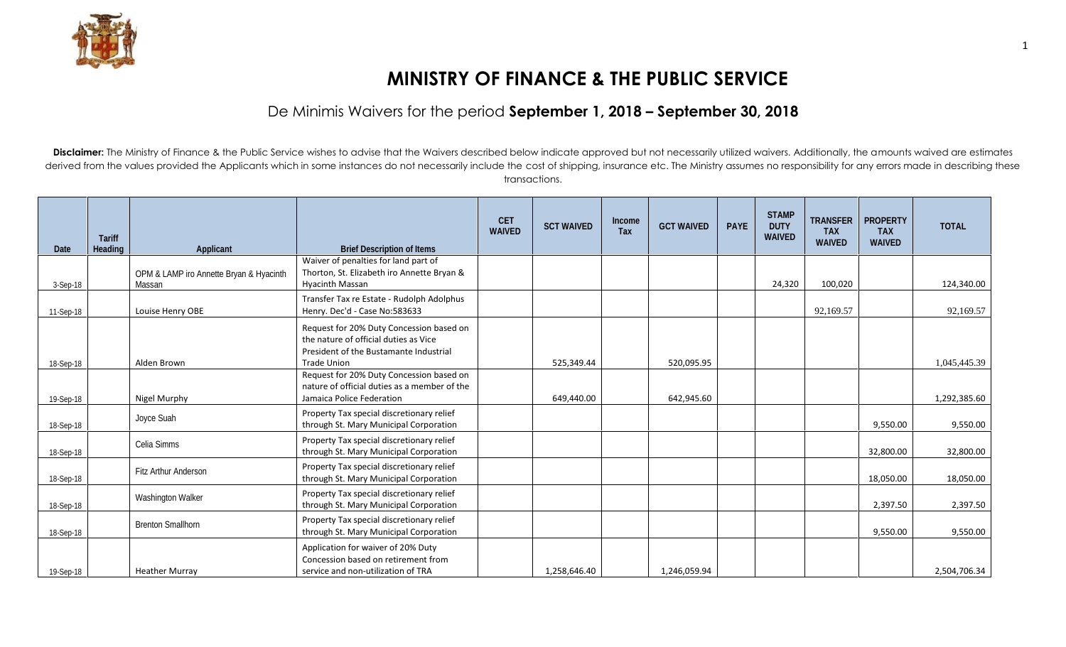# MINISTRY OF FINANCE & THE PUBLIC SERVICE

## De Minimis Waivers for the period **September 1, 2018 – September 30, 2018**

**Disclaimer:** The Ministry of Finance & the Public Service wishes to advise that the Waivers described below indicate approved but not necessarily utilized waivers. Additionally, the amounts waived are estimates derived from the values provided the Applicants which in some instances do not necessarily include the cost of shipping, insurance etc. The Ministry assumes no responsibility for any errors made in describing these transactions.

| Date | Tariff Heading | Applicant | Brief Description of Items | CET WAIVED | SCT WAIVED | Income Tax | GCT WAIVED | PAYE | STAMP DUTY WAIVED | TRANSFER TAX WAIVED | PROPERTY TAX WAIVED | TOTAL |
|---|---|---|---|---|---|---|---|---|---|---|---|---|
| 3-Sep-18 | | OPM & LAMP iro Annette Bryan & Hyacinth Massan | Waiver of penalties for land part of Thorton, St. Elizabeth iro Annette Bryan & Hyacinth Massan | | | | | | 24,320 | 100,020 | | 124,340.00 |
| 11-Sep-18 | | Louise Henry OBE | Transfer Tax re Estate - Rudolph Adolphus Henry. Dec'd - Case No:583633 | | | | | | | 92,169.57 | | 92,169.57 |
| 18-Sep-18 | | Alden Brown | Request for 20% Duty Concession based on the nature of official duties as Vice President of the Bustamante Industrial Trade Union | | 525,349.44 | | 520,095.95 | | | | | 1,045,445.39 |
| 19-Sep-18 | | Nigel Murphy | Request for 20% Duty Concession based on nature of official duties as a member of the Jamaica Police Federation | | 649,440.00 | | 642,945.60 | | | | | 1,292,385.60 |
| 18-Sep-18 | | Joyce Suah | Property Tax special discretionary relief through St. Mary Municipal Corporation | | | | | | | | 9,550.00 | 9,550.00 |
| 18-Sep-18 | | Celia Simms | Property Tax special discretionary relief through St. Mary Municipal Corporation | | | | | | | | 32,800.00 | 32,800.00 |
| 18-Sep-18 | | Fitz Arthur Anderson | Property Tax special discretionary relief through St. Mary Municipal Corporation | | | | | | | | 18,050.00 | 18,050.00 |
| 18-Sep-18 | | Washington Walker | Property Tax special discretionary relief through St. Mary Municipal Corporation | | | | | | | | 2,397.50 | 2,397.50 |
| 18-Sep-18 | | Brenton Smallhorn | Property Tax special discretionary relief through St. Mary Municipal Corporation | | | | | | | | 9,550.00 | 9,550.00 |
| 19-Sep-18 | | Heather Murray | Application for waiver of 20% Duty Concession based on retirement from service and non-utilization of TRA | | 1,258,646.40 | | 1,246,059.94 | | | | | 2,504,706.34 |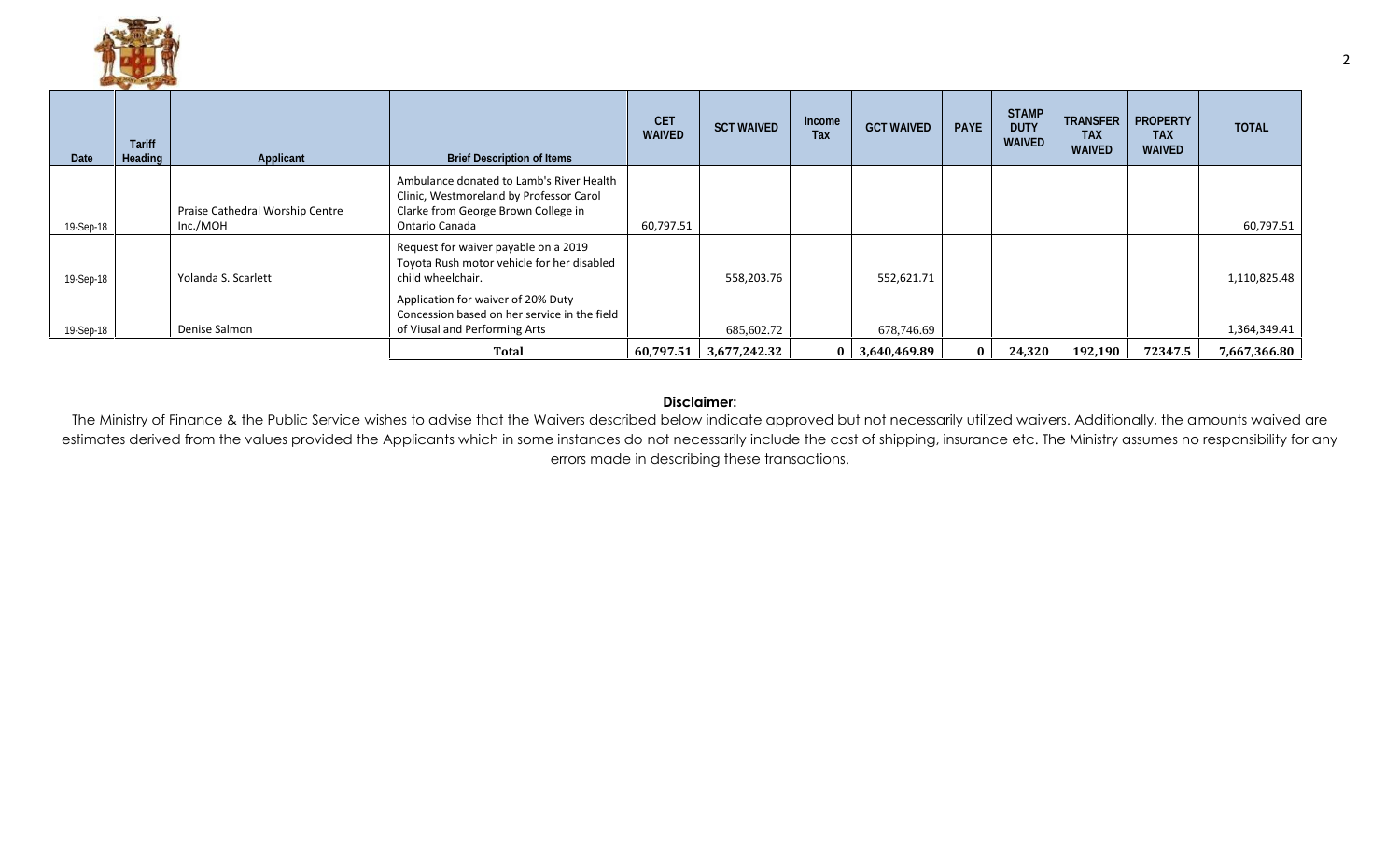| Date | Tariff Heading | Applicant | Brief Description of Items | CET WAIVED | SCT WAIVED | Income Tax | GCT WAIVED | PAYE | STAMP DUTY WAIVED | TRANSFER TAX WAIVED | PROPERTY TAX WAIVED | TOTAL |
|---|---|---|---|---|---|---|---|---|---|---|---|---|
| 19-Sep-18 | | Praise Cathedral Worship Centre Inc./MOH | Ambulance donated to Lamb's River Health Clinic, Westmoreland by Professor Carol Clarke from George Brown College in Ontario Canada | 60,797.51 | | | | | | | | 60,797.51 |
| 19-Sep-18 | | Yolanda S. Scarlett | Request for waiver payable on a 2019 Toyota Rush motor vehicle for her disabled child wheelchair. | | 558,203.76 | | 552,621.71 | | | | | 1,110,825.48 |
| 19-Sep-18 | | Denise Salmon | Application for waiver of 20% Duty Concession based on her service in the field of Viusal and Performing Arts | | 685,602.72 | | 678,746.69 | | | | | 1,364,349.41 |
| | | | **Total** | **60,797.51** | **3,677,242.32** | **0** | **3,640,469.89** | **0** | **24,320** | **192,190** | **72347.5** | **7,667,366.80** |

**Disclaimer:**

The Ministry of Finance & the Public Service wishes to advise that the Waivers described below indicate approved but not necessarily utilized waivers. Additionally, the amounts waived are estimates derived from the values provided the Applicants which in some instances do not necessarily include the cost of shipping, insurance etc. The Ministry assumes no responsibility for any errors made in describing these transactions.